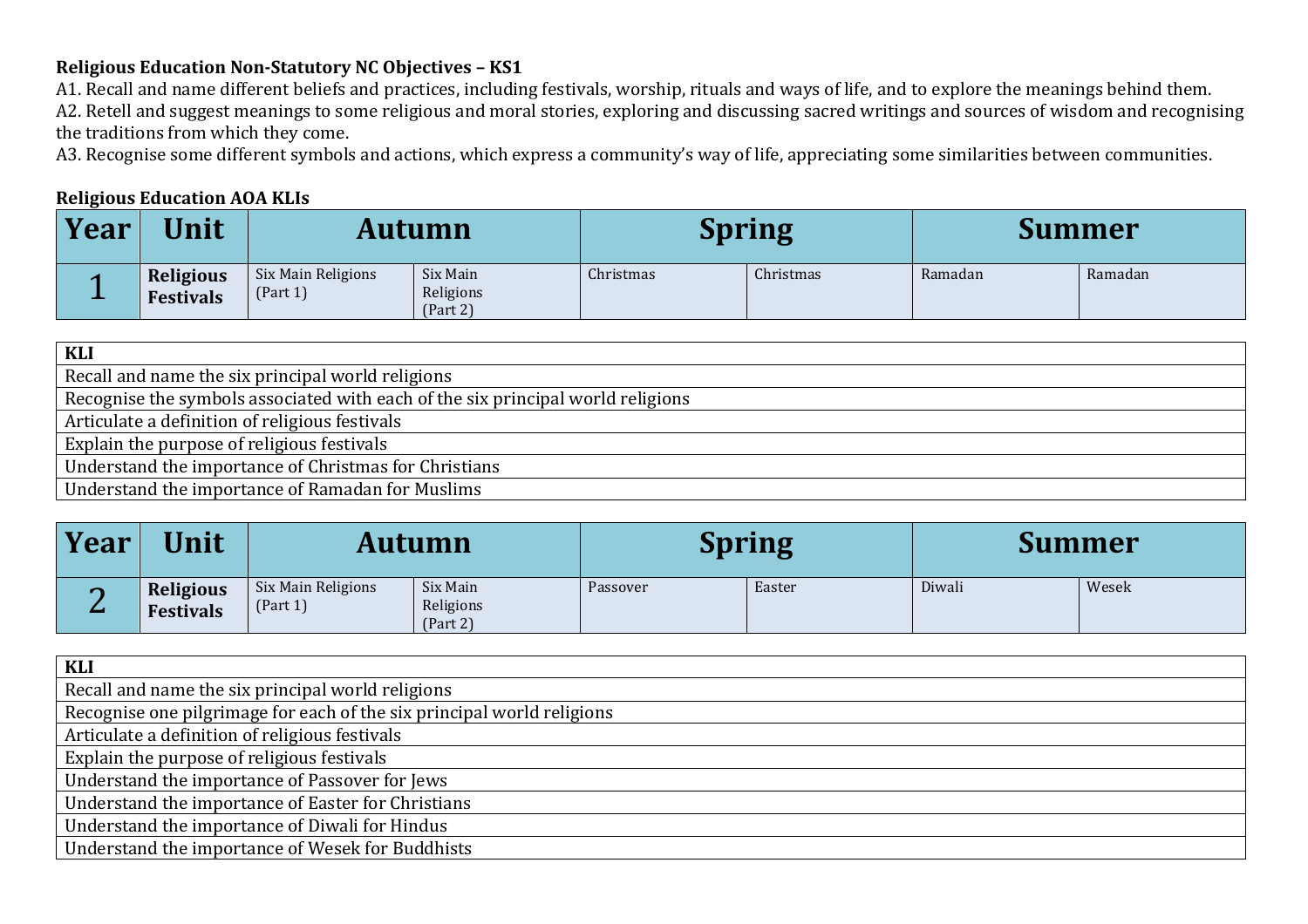**Religious Education Non-Statutory NC Objectives – KS1**

A1. Recall and name different beliefs and practices, including festivals, worship, rituals and ways of life, and to explore the meanings behind them.

A2. Retell and suggest meanings to some religious and moral stories, exploring and discussing sacred writings and sources of wisdom and recognising the traditions from which they come.

A3. Recognise some different symbols and actions, which express a community's way of life, appreciating some similarities between communities.

**Religious Education AOA KLIs**

| Year | Unit | Autumn | | Spring | | Summer | |
|---|---|---|---|---|---|---|---|
| 1 | **Religious Festivals** | Six Main Religions (Part 1) | Six Main Religions (Part 2) | Christmas | Christmas | Ramadan | Ramadan |

| KLI |
|---|
| Recall and name the six principal world religions |
| Recognise the symbols associated with each of the six principal world religions |
| Articulate a definition of religious festivals |
| Explain the purpose of religious festivals |
| Understand the importance of Christmas for Christians |
| Understand the importance of Ramadan for Muslims |

| Year | Unit | Autumn | | Spring | | Summer | |
|---|---|---|---|---|---|---|---|
| 2 | **Religious Festivals** | Six Main Religions (Part 1) | Six Main Religions (Part 2) | Passover | Easter | Diwali | Wesek |

| KLI |
|---|
| Recall and name the six principal world religions |
| Recognise one pilgrimage for each of the six principal world religions |
| Articulate a definition of religious festivals |
| Explain the purpose of religious festivals |
| Understand the importance of Passover for Jews |
| Understand the importance of Easter for Christians |
| Understand the importance of Diwali for Hindus |
| Understand the importance of Wesek for Buddhists |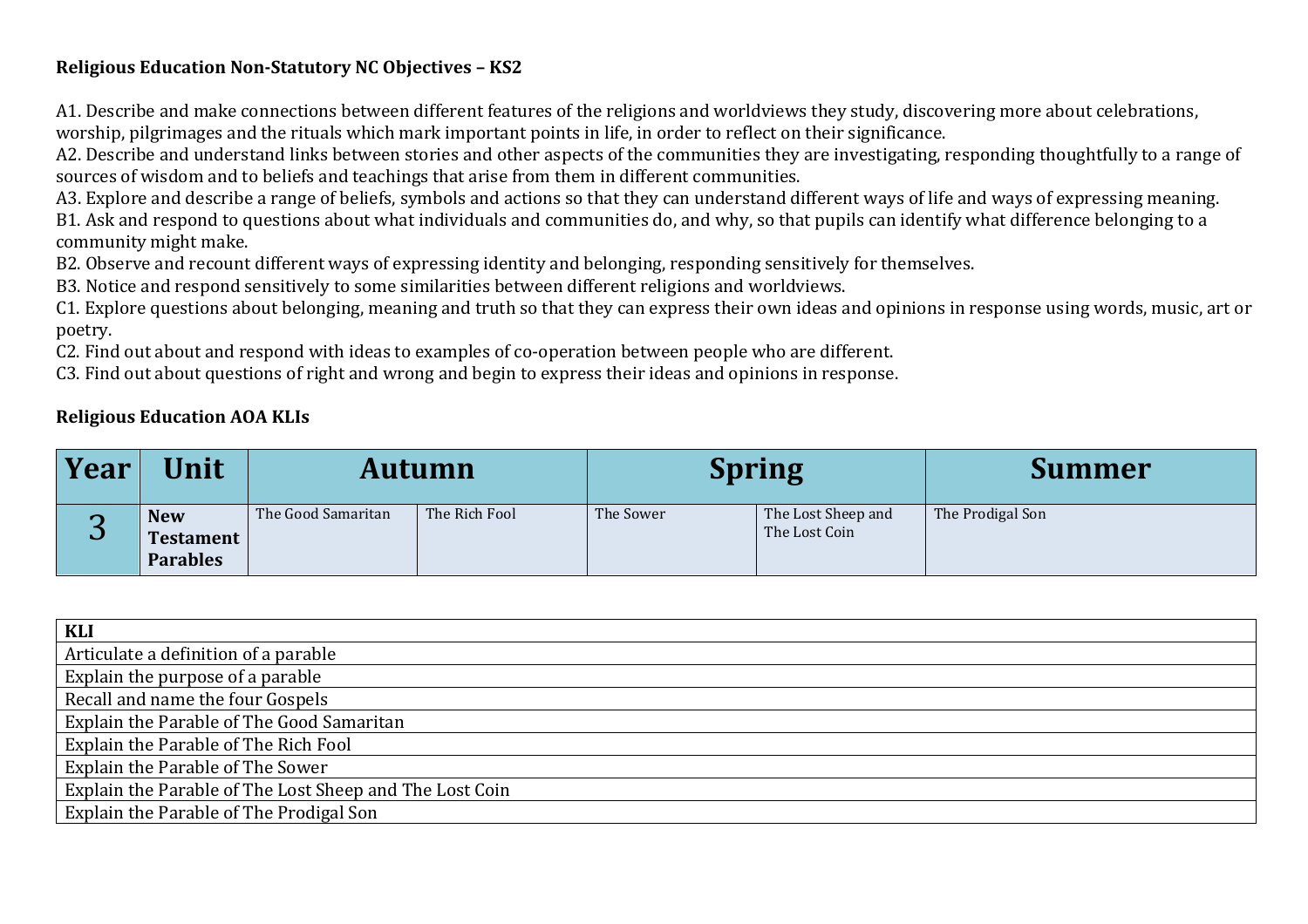**Religious Education Non-Statutory NC Objectives – KS2**

A1. Describe and make connections between different features of the religions and worldviews they study, discovering more about celebrations, worship, pilgrimages and the rituals which mark important points in life, in order to reflect on their significance.
A2. Describe and understand links between stories and other aspects of the communities they are investigating, responding thoughtfully to a range of sources of wisdom and to beliefs and teachings that arise from them in different communities.
A3. Explore and describe a range of beliefs, symbols and actions so that they can understand different ways of life and ways of expressing meaning.
B1. Ask and respond to questions about what individuals and communities do, and why, so that pupils can identify what difference belonging to a community might make.
B2. Observe and recount different ways of expressing identity and belonging, responding sensitively for themselves.
B3. Notice and respond sensitively to some similarities between different religions and worldviews.
C1. Explore questions about belonging, meaning and truth so that they can express their own ideas and opinions in response using words, music, art or poetry.
C2. Find out about and respond with ideas to examples of co-operation between people who are different.
C3. Find out about questions of right and wrong and begin to express their ideas and opinions in response.

**Religious Education AOA KLIs**

| Year | Unit | Autumn | | Spring | | Summer |
|---|---|---|---|---|---|---|
| 3 | **New Testament Parables** | The Good Samaritan | The Rich Fool | The Sower | The Lost Sheep and The Lost Coin | The Prodigal Son |

| **KLI** |
|---|
| Articulate a definition of a parable |
| Explain the purpose of a parable |
| Recall and name the four Gospels |
| Explain the Parable of The Good Samaritan |
| Explain the Parable of The Rich Fool |
| Explain the Parable of The Sower |
| Explain the Parable of The Lost Sheep and The Lost Coin |
| Explain the Parable of The Prodigal Son |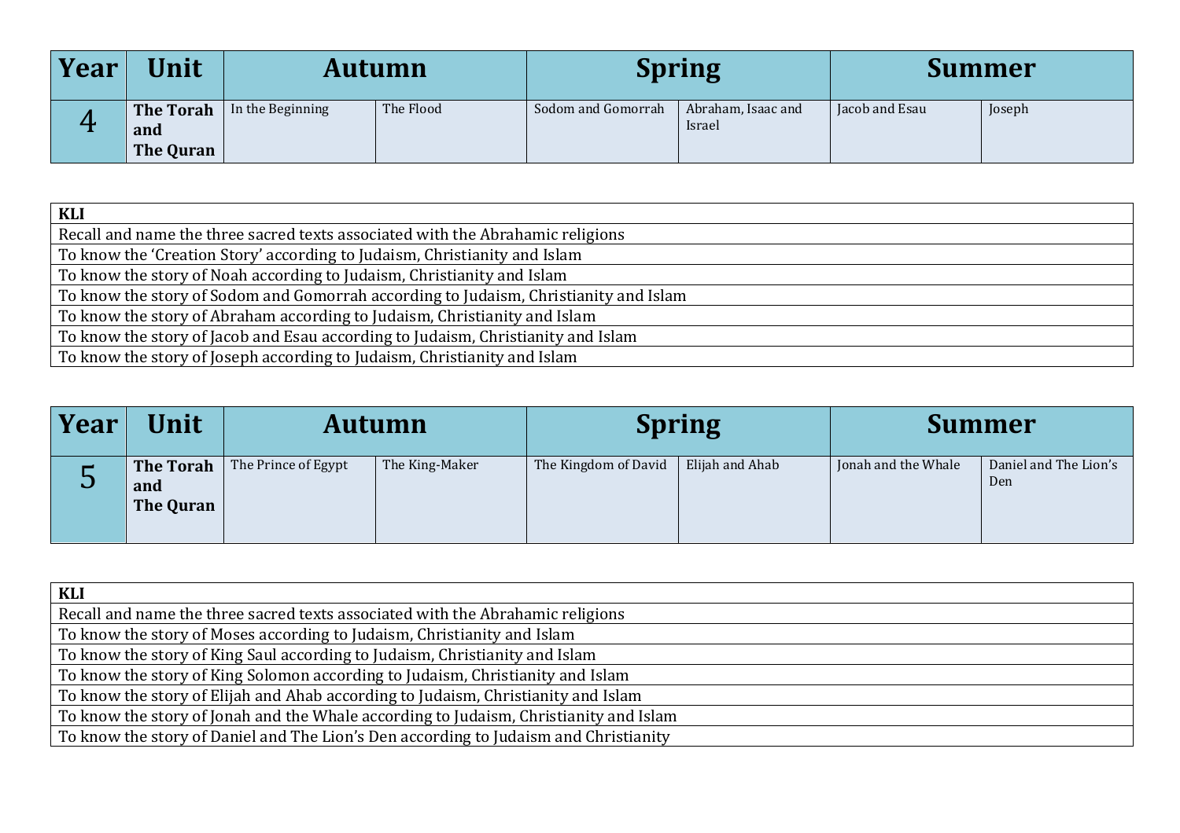| Year | Unit | Autumn | | Spring | | Summer | |
|---|---|---|---|---|---|---|---|
| 4 | **The Torah and The Quran** | In the Beginning | The Flood | Sodom and Gomorrah | Abraham, Isaac and Israel | Jacob and Esau | Joseph |

| **KLI** |
|---|
| Recall and name the three sacred texts associated with the Abrahamic religions |
| To know the 'Creation Story' according to Judaism, Christianity and Islam |
| To know the story of Noah according to Judaism, Christianity and Islam |
| To know the story of Sodom and Gomorrah according to Judaism, Christianity and Islam |
| To know the story of Abraham according to Judaism, Christianity and Islam |
| To know the story of Jacob and Esau according to Judaism, Christianity and Islam |
| To know the story of Joseph according to Judaism, Christianity and Islam |

| Year | Unit | Autumn | | Spring | | Summer | |
|---|---|---|---|---|---|---|---|
| 5 | **The Torah and The Quran** | The Prince of Egypt | The King-Maker | The Kingdom of David | Elijah and Ahab | Jonah and the Whale | Daniel and The Lion's Den |

| **KLI** |
|---|
| Recall and name the three sacred texts associated with the Abrahamic religions |
| To know the story of Moses according to Judaism, Christianity and Islam |
| To know the story of King Saul according to Judaism, Christianity and Islam |
| To know the story of King Solomon according to Judaism, Christianity and Islam |
| To know the story of Elijah and Ahab according to Judaism, Christianity and Islam |
| To know the story of Jonah and the Whale according to Judaism, Christianity and Islam |
| To know the story of Daniel and The Lion's Den according to Judaism and Christianity |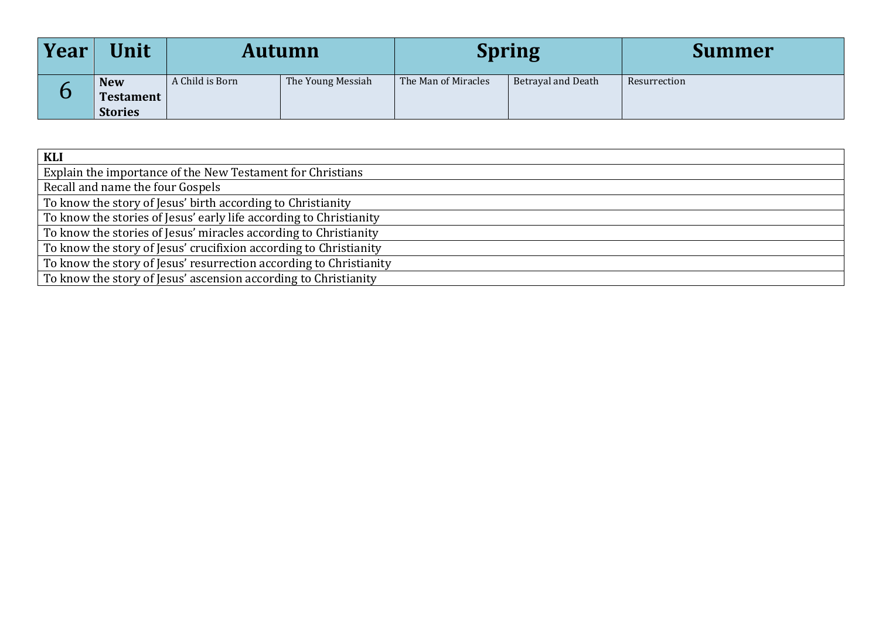| Year | Unit | Autumn | | Spring | | Summer |
|---|---|---|---|---|---|---|
| 6 | **New Testament Stories** | A Child is Born | The Young Messiah | The Man of Miracles | Betrayal and Death | Resurrection |

| **KLI** |
|---|
| Explain the importance of the New Testament for Christians |
| Recall and name the four Gospels |
| To know the story of Jesus' birth according to Christianity |
| To know the stories of Jesus' early life according to Christianity |
| To know the stories of Jesus' miracles according to Christianity |
| To know the story of Jesus' crucifixion according to Christianity |
| To know the story of Jesus' resurrection according to Christianity |
| To know the story of Jesus' ascension according to Christianity |